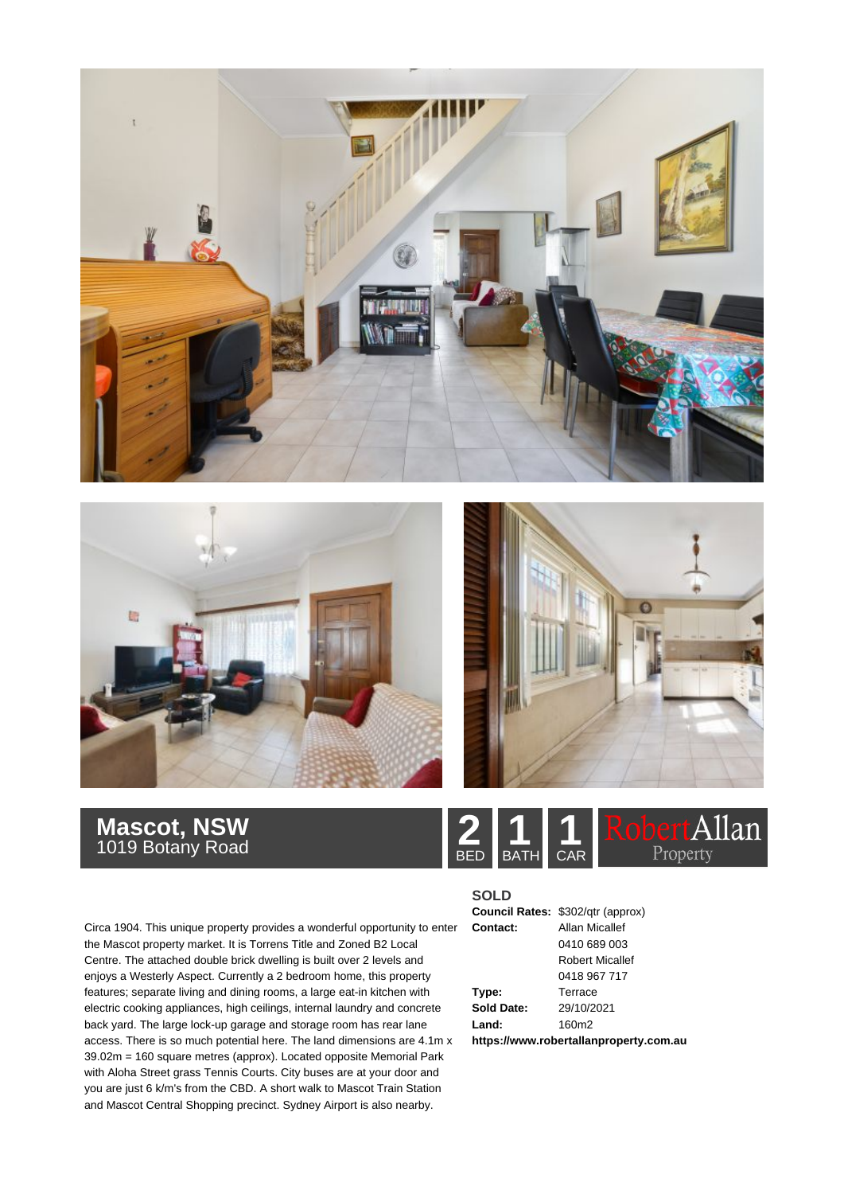# Mascot, NSW
1019 Botany Road

2 BED | 1 BATH | 1 CAR

RobertAllan Property

Circa 1904. This unique property provides a wonderful opportunity to enter the Mascot property market. It is Torrens Title and Zoned B2 Local Centre. The attached double brick dwelling is built over 2 levels and enjoys a Westerly Aspect. Currently a 2 bedroom home, this property features; separate living and dining rooms, a large eat-in kitchen with electric cooking appliances, high ceilings, internal laundry and concrete back yard. The large lock-up garage and storage room has rear lane access. There is so much potential here. The land dimensions are 4.1m x 39.02m = 160 square metres (approx). Located opposite Memorial Park with Aloha Street grass Tennis Courts. City buses are at your door and you are just 6 k/m's from the CBD. A short walk to Mascot Train Station and Mascot Central Shopping precinct. Sydney Airport is also nearby.

**SOLD**

| | |
|---|---|
| **Council Rates:** | $302/qtr (approx) |
| **Contact:** | Allan Micallef<br>0410 689 003<br>Robert Micallef<br>0418 967 717 |
| **Type:** | Terrace |
| **Sold Date:** | 29/10/2021 |
| **Land:** | 160m2 |

**https://www.robertallanproperty.com.au**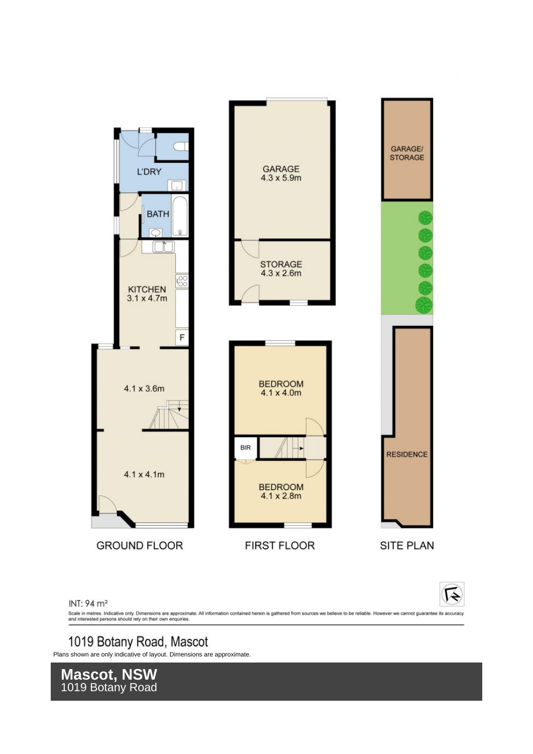GROUND FOLDER

L'DRY

BATH

KITCHEN
3.1 x 4.7m

F

4.1 x 3.6m

4.1 x 4.1m

GROUND FLOOR

GARAGE
4.3 x 5.9m

STORAGE
4.3 x 2.6m

BEDROOM
4.1 x 4.0m

BIR

BEDROOM
4.1 x 2.8m

FIRST FLOOR

GARAGE/
STORAGE

RESIDENCE

SITE PLAN

INT: 94 m²

Scale in metres. Indicative only. Dimensions are approximate. All information contained herein is gathered from sources we believe to be reliable. However we cannot guarantee its accuracy and interested persons should rely on their own enquiries.

1019 Botany Road, Mascot

Plans shown are only indicative of layout. Dimensions are approximate.

**Mascot, NSW**
1019 Botany Road